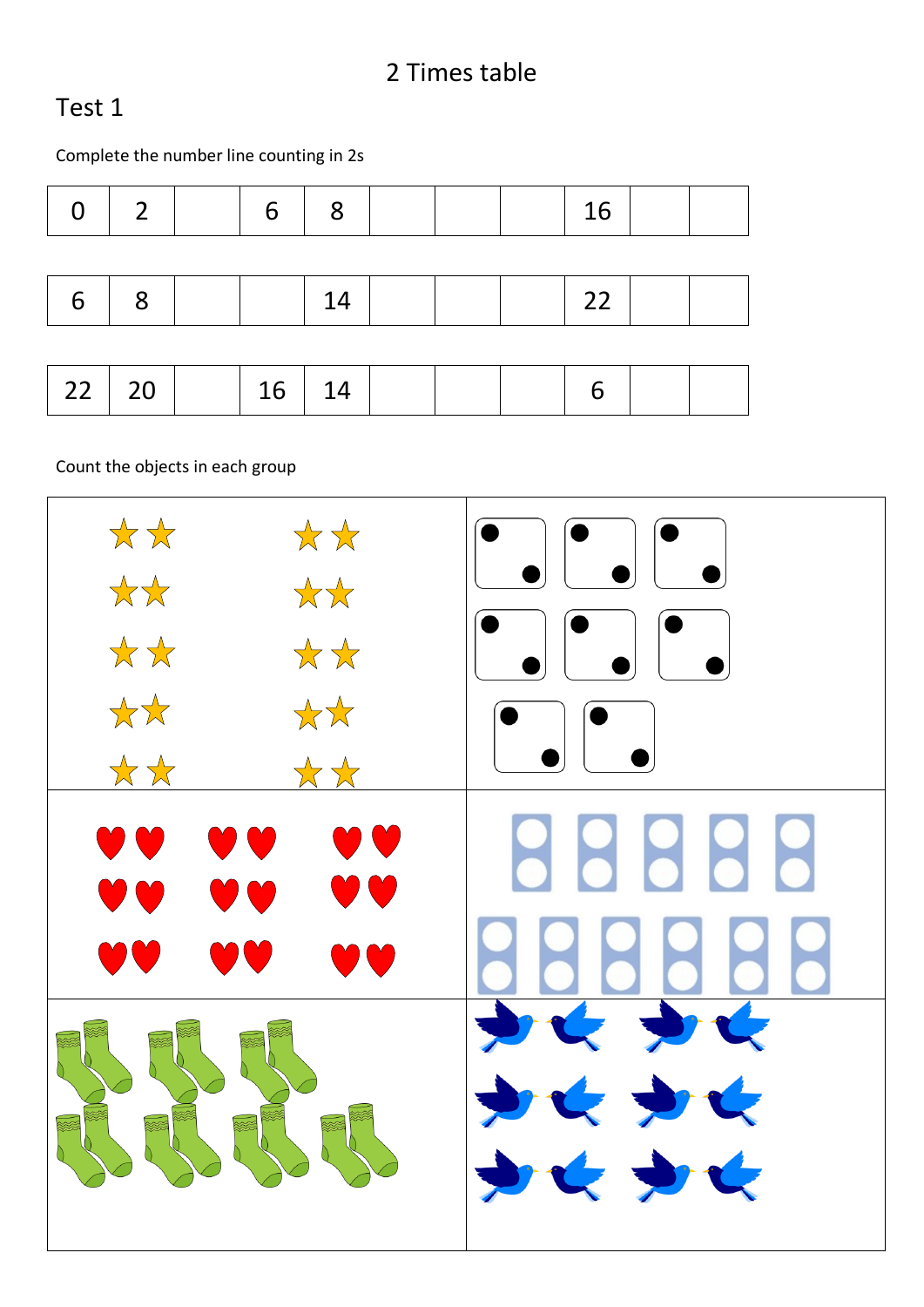# 2 Times table

## Test 1

Complete the number line counting in 2s

| 0 | 2 | | 6 | 8 | | | | 16 | | |
|---|---|---|---|---|---|---|---|---|---|---|

| 6 | 8 | | | 14 | | | | 22 | | |
|---|---|---|---|---|---|---|---|---|---|---|

| 22 | 20 | | 16 | 14 | | | | 6 | | |
|---|---|---|---|---|---|---|---|---|---|---|

Count the objects in each group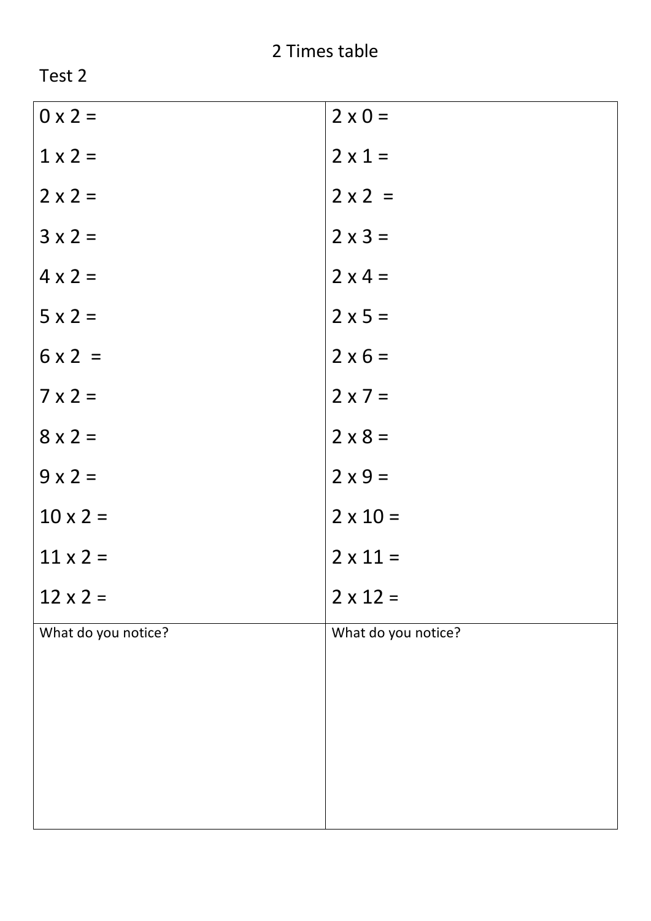# 2 Times table

Test 2

| 0 x 2 = | 2 x 0 = |
|---|---|
| 1 x 2 = | 2 x 1 = |
| 2 x 2 = | 2 x 2 = |
| 3 x 2 = | 2 x 3 = |
| 4 x 2 = | 2 x 4 = |
| 5 x 2 = | 2 x 5 = |
| 6 x 2 = | 2 x 6 = |
| 7 x 2 = | 2 x 7 = |
| 8 x 2 = | 2 x 8 = |
| 9 x 2 = | 2 x 9 = |
| 10 x 2 = | 2 x 10 = |
| 11 x 2 = | 2 x 11 = |
| 12 x 2 = | 2 x 12 = |
| What do you notice? | What do you notice? |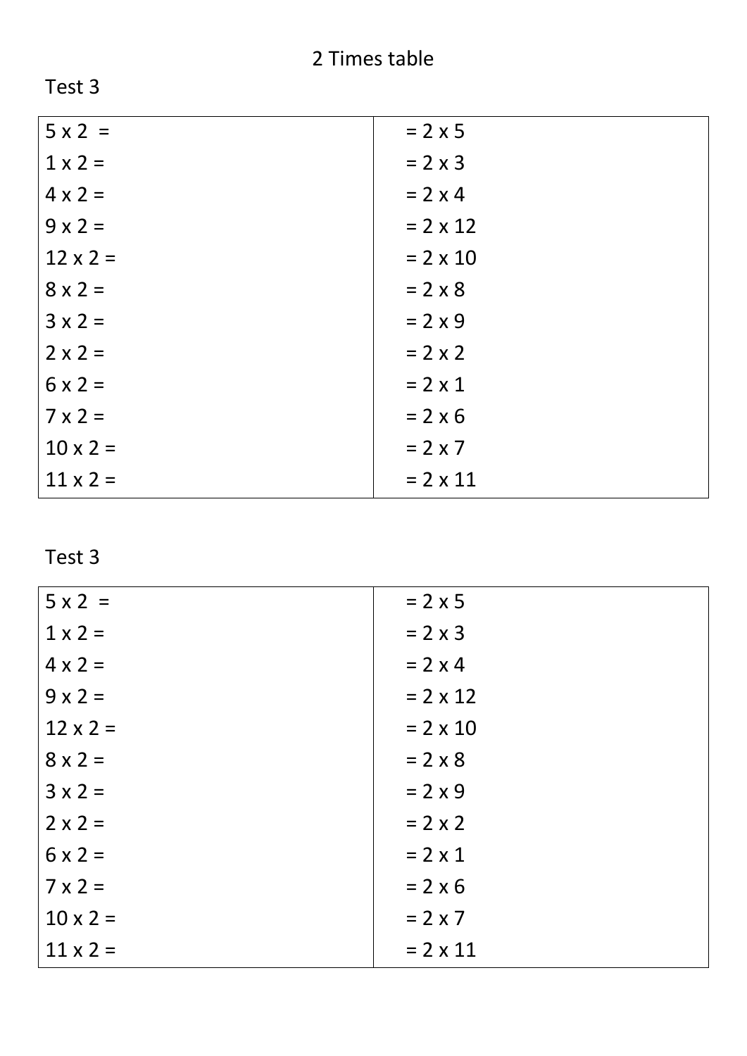# 2 Times table

Test 3

| | |
|---|---|
| 5 x 2 = | = 2 x 5 |
| 1 x 2 = | = 2 x 3 |
| 4 x 2 = | = 2 x 4 |
| 9 x 2 = | = 2 x 12 |
| 12 x 2 = | = 2 x 10 |
| 8 x 2 = | = 2 x 8 |
| 3 x 2 = | = 2 x 9 |
| 2 x 2 = | = 2 x 2 |
| 6 x 2 = | = 2 x 1 |
| 7 x 2 = | = 2 x 6 |
| 10 x 2 = | = 2 x 7 |
| 11 x 2 = | = 2 x 11 |

Test 3

| | |
|---|---|
| 5 x 2 = | = 2 x 5 |
| 1 x 2 = | = 2 x 3 |
| 4 x 2 = | = 2 x 4 |
| 9 x 2 = | = 2 x 12 |
| 12 x 2 = | = 2 x 10 |
| 8 x 2 = | = 2 x 8 |
| 3 x 2 = | = 2 x 9 |
| 2 x 2 = | = 2 x 2 |
| 6 x 2 = | = 2 x 1 |
| 7 x 2 = | = 2 x 6 |
| 10 x 2 = | = 2 x 7 |
| 11 x 2 = | = 2 x 11 |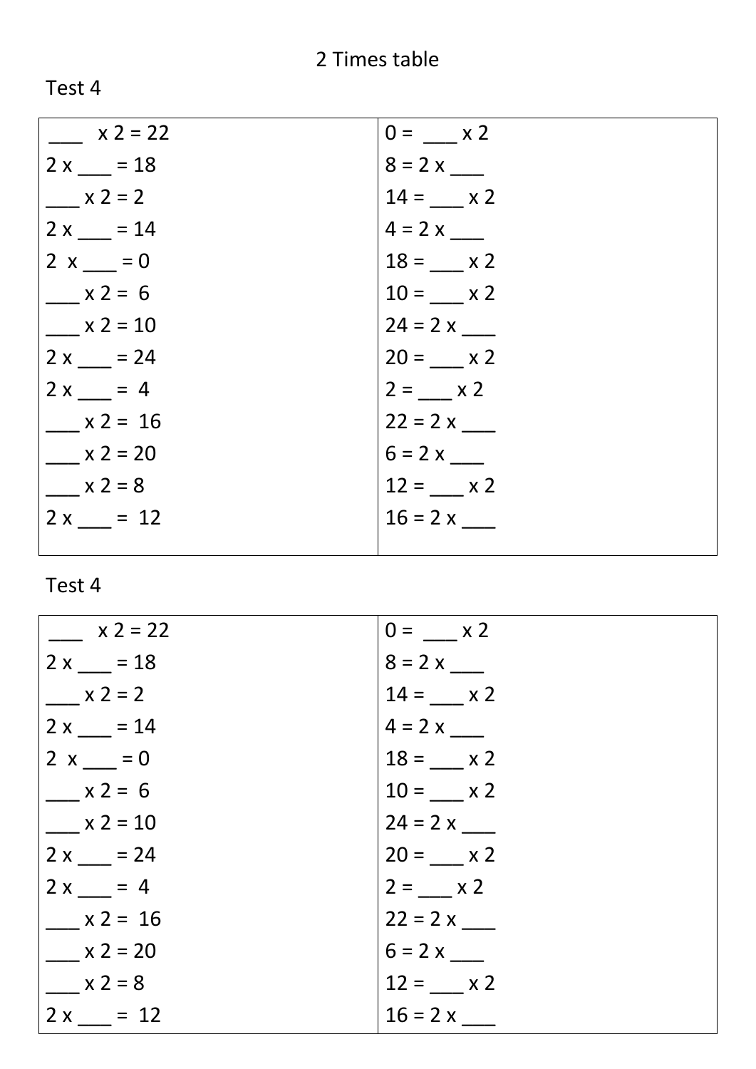# 2 Times table

Test 4

| | |
|---|---|
| ___ x 2 = 22 | 0 = ___ x 2 |
| 2 x ___ = 18 | 8 = 2 x ___ |
| ___ x 2 = 2 | 14 = ___ x 2 |
| 2 x ___ = 14 | 4 = 2 x ___ |
| 2 x ___ = 0 | 18 = ___ x 2 |
| ___ x 2 = 6 | 10 = ___ x 2 |
| ___ x 2 = 10 | 24 = 2 x ___ |
| 2 x ___ = 24 | 20 = ___ x 2 |
| 2 x ___ = 4 | 2 = ___ x 2 |
| ___ x 2 = 16 | 22 = 2 x ___ |
| ___ x 2 = 20 | 6 = 2 x ___ |
| ___ x 2 = 8 | 12 = ___ x 2 |
| 2 x ___ = 12 | 16 = 2 x ___ |

Test 4

| | |
|---|---|
| ___ x 2 = 22 | 0 = ___ x 2 |
| 2 x ___ = 18 | 8 = 2 x ___ |
| ___ x 2 = 2 | 14 = ___ x 2 |
| 2 x ___ = 14 | 4 = 2 x ___ |
| 2 x ___ = 0 | 18 = ___ x 2 |
| ___ x 2 = 6 | 10 = ___ x 2 |
| ___ x 2 = 10 | 24 = 2 x ___ |
| 2 x ___ = 24 | 20 = ___ x 2 |
| 2 x ___ = 4 | 2 = ___ x 2 |
| ___ x 2 = 16 | 22 = 2 x ___ |
| ___ x 2 = 20 | 6 = 2 x ___ |
| ___ x 2 = 8 | 12 = ___ x 2 |
| 2 x ___ = 12 | 16 = 2 x ___ |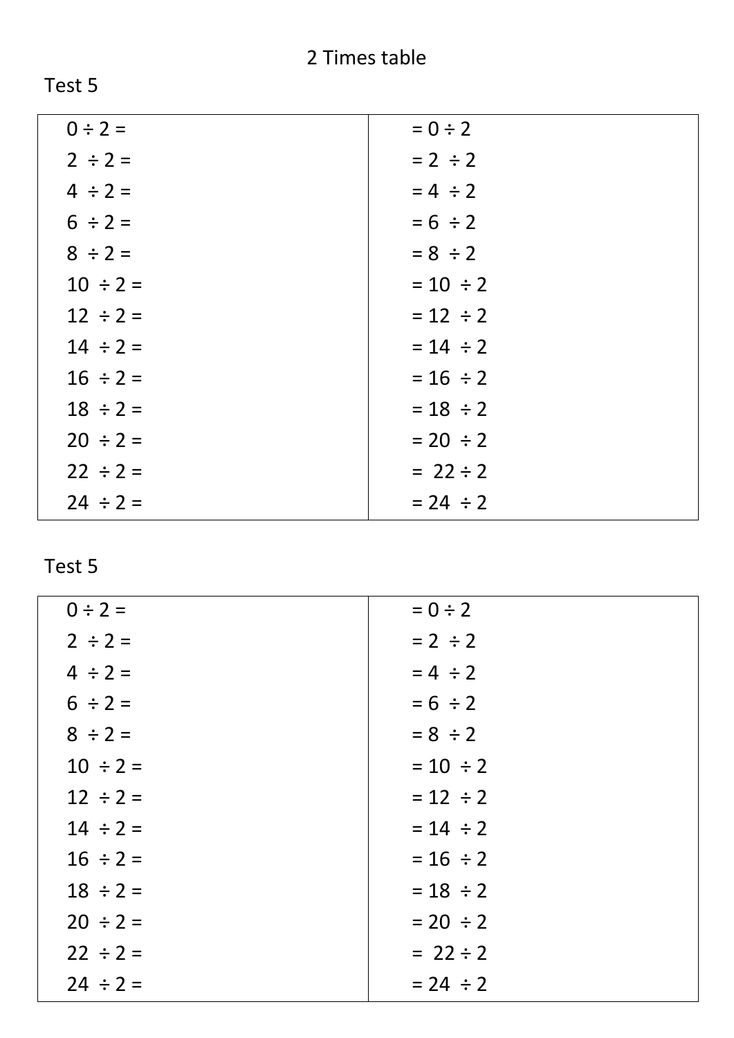# 2 Times table

## Test 5

| | |
|---|---|
| $0 \div 2 =$ | $= 0 \div 2$ |
| $2 \div 2 =$ | $= 2 \div 2$ |
| $4 \div 2 =$ | $= 4 \div 2$ |
| $6 \div 2 =$ | $= 6 \div 2$ |
| $8 \div 2 =$ | $= 8 \div 2$ |
| $10 \div 2 =$ | $= 10 \div 2$ |
| $12 \div 2 =$ | $= 12 \div 2$ |
| $14 \div 2 =$ | $= 14 \div 2$ |
| $16 \div 2 =$ | $= 16 \div 2$ |
| $18 \div 2 =$ | $= 18 \div 2$ |
| $20 \div 2 =$ | $= 20 \div 2$ |
| $22 \div 2 =$ | $= 22 \div 2$ |
| $24 \div 2 =$ | $= 24 \div 2$ |

## Test 5

| | |
|---|---|
| $0 \div 2 =$ | $= 0 \div 2$ |
| $2 \div 2 =$ | $= 2 \div 2$ |
| $4 \div 2 =$ | $= 4 \div 2$ |
| $6 \div 2 =$ | $= 6 \div 2$ |
| $8 \div 2 =$ | $= 8 \div 2$ |
| $10 \div 2 =$ | $= 10 \div 2$ |
| $12 \div 2 =$ | $= 12 \div 2$ |
| $14 \div 2 =$ | $= 14 \div 2$ |
| $16 \div 2 =$ | $= 16 \div 2$ |
| $18 \div 2 =$ | $= 18 \div 2$ |
| $20 \div 2 =$ | $= 20 \div 2$ |
| $22 \div 2 =$ | $= 22 \div 2$ |
| $24 \div 2 =$ | $= 24 \div 2$ |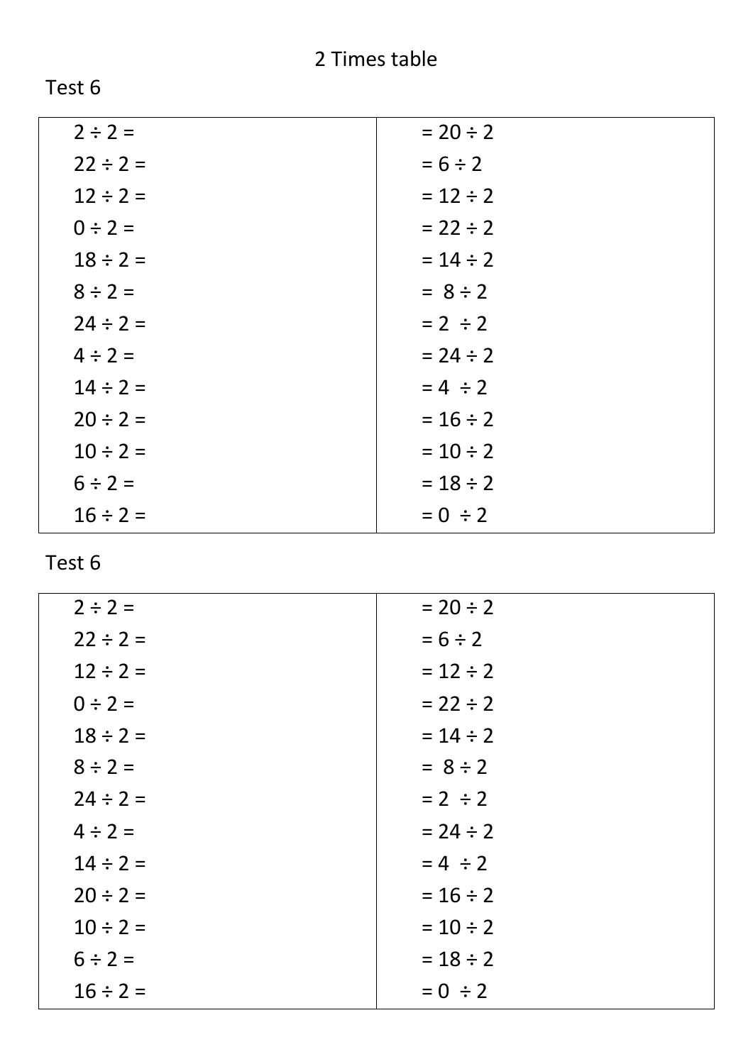2 Times table

Test 6

| | |
|---|---|
| 2 ÷ 2 = | = 20 ÷ 2 |
| 22 ÷ 2 = | = 6 ÷ 2 |
| 12 ÷ 2 = | = 12 ÷ 2 |
| 0 ÷ 2 = | = 22 ÷ 2 |
| 18 ÷ 2 = | = 14 ÷ 2 |
| 8 ÷ 2 = | = 8 ÷ 2 |
| 24 ÷ 2 = | = 2 ÷ 2 |
| 4 ÷ 2 = | = 24 ÷ 2 |
| 14 ÷ 2 = | = 4 ÷ 2 |
| 20 ÷ 2 = | = 16 ÷ 2 |
| 10 ÷ 2 = | = 10 ÷ 2 |
| 6 ÷ 2 = | = 18 ÷ 2 |
| 16 ÷ 2 = | = 0 ÷ 2 |

Test 6

| | |
|---|---|
| 2 ÷ 2 = | = 20 ÷ 2 |
| 22 ÷ 2 = | = 6 ÷ 2 |
| 12 ÷ 2 = | = 12 ÷ 2 |
| 0 ÷ 2 = | = 22 ÷ 2 |
| 18 ÷ 2 = | = 14 ÷ 2 |
| 8 ÷ 2 = | = 8 ÷ 2 |
| 24 ÷ 2 = | = 2 ÷ 2 |
| 4 ÷ 2 = | = 24 ÷ 2 |
| 14 ÷ 2 = | = 4 ÷ 2 |
| 20 ÷ 2 = | = 16 ÷ 2 |
| 10 ÷ 2 = | = 10 ÷ 2 |
| 6 ÷ 2 = | = 18 ÷ 2 |
| 16 ÷ 2 = | = 0 ÷ 2 |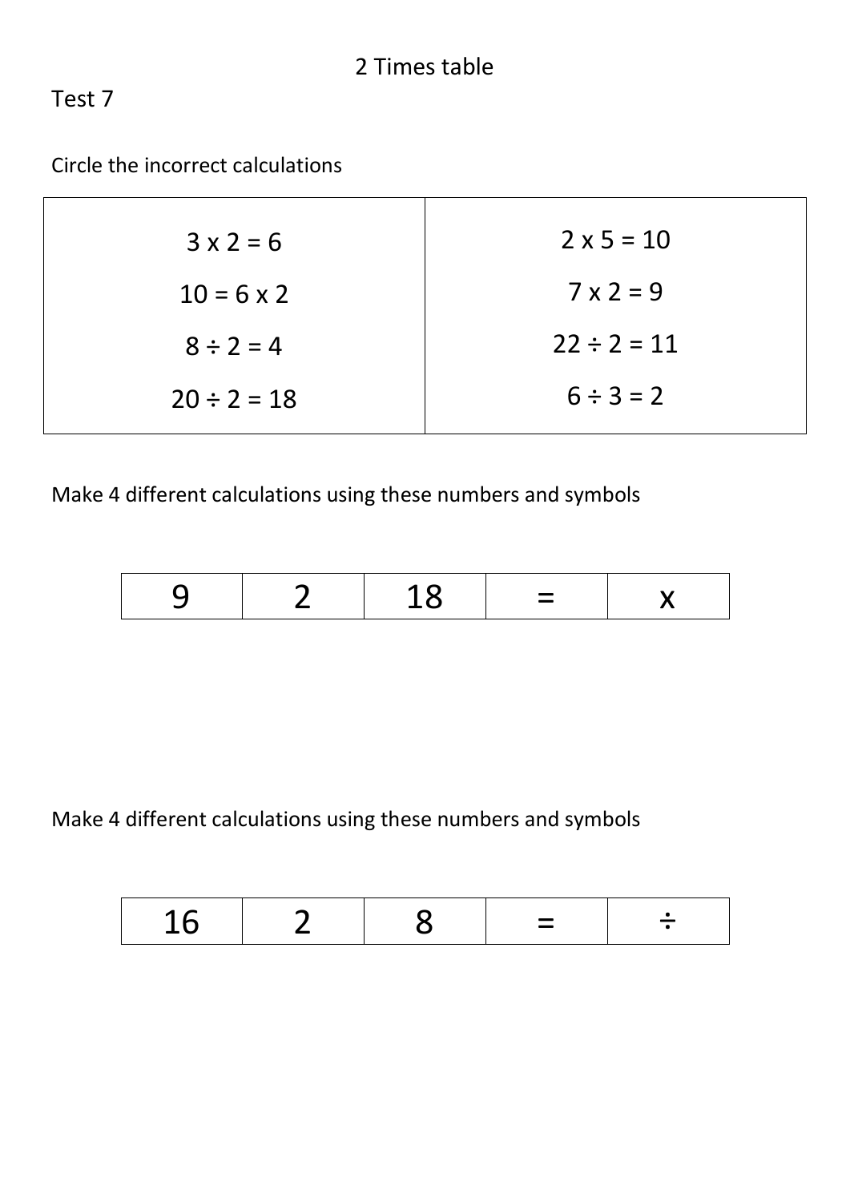# 2 Times table

Test 7

Circle the incorrect calculations

| | |
|---|---|
| $3 \times 2 = 6$ | $2 \times 5 = 10$ |
| $10 = 6 \times 2$ | $7 \times 2 = 9$ |
| $8 \div 2 = 4$ | $22 \div 2 = 11$ |
| $20 \div 2 = 18$ | $6 \div 3 = 2$ |

Make 4 different calculations using these numbers and symbols

| 9 | 2 | 18 | = | x |
|---|---|---|---|---|

Make 4 different calculations using these numbers and symbols

| 16 | 2 | 8 | = | ÷ |
|---|---|---|---|---|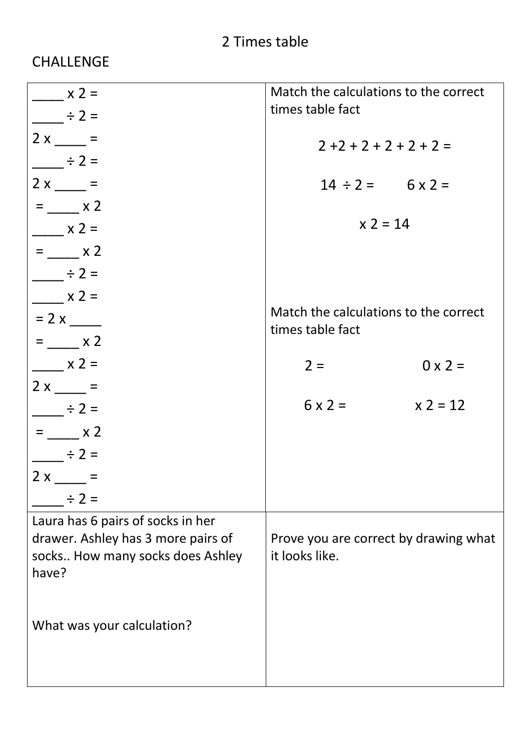2 Times table

CHALLENGE

| | |
|---|---|
| \_\_\_\_ x 2 =<br>\_\_\_\_ ÷ 2 =<br>2 x \_\_\_\_ =<br>\_\_\_\_ ÷ 2 =<br>2 x \_\_\_\_ =<br>= \_\_\_\_ x 2<br>\_\_\_\_ x 2 =<br>= \_\_\_\_ x 2<br>\_\_\_\_ ÷ 2 =<br>\_\_\_\_ x 2 =<br>= 2 x \_\_\_\_<br>= \_\_\_\_ x 2<br>\_\_\_\_ x 2 =<br>2 x \_\_\_\_ =<br>\_\_\_\_ ÷ 2 =<br>= \_\_\_\_ x 2<br>\_\_\_\_ ÷ 2 =<br>2 x \_\_\_\_ =<br>\_\_\_\_ ÷ 2 = | Match the calculations to the correct times table fact<br><br>2 +2 + 2 + 2 + 2 + 2 =<br><br>14 ÷ 2 = 6 x 2 =<br><br>x 2 = 14<br><br>Match the calculations to the correct times table fact<br><br>2 = 0 x 2 =<br><br>6 x 2 = x 2 = 12 |
| Laura has 6 pairs of socks in her drawer. Ashley has 3 more pairs of socks.. How many socks does Ashley have?<br><br>What was your calculation? | Prove you are correct by drawing what it looks like. |